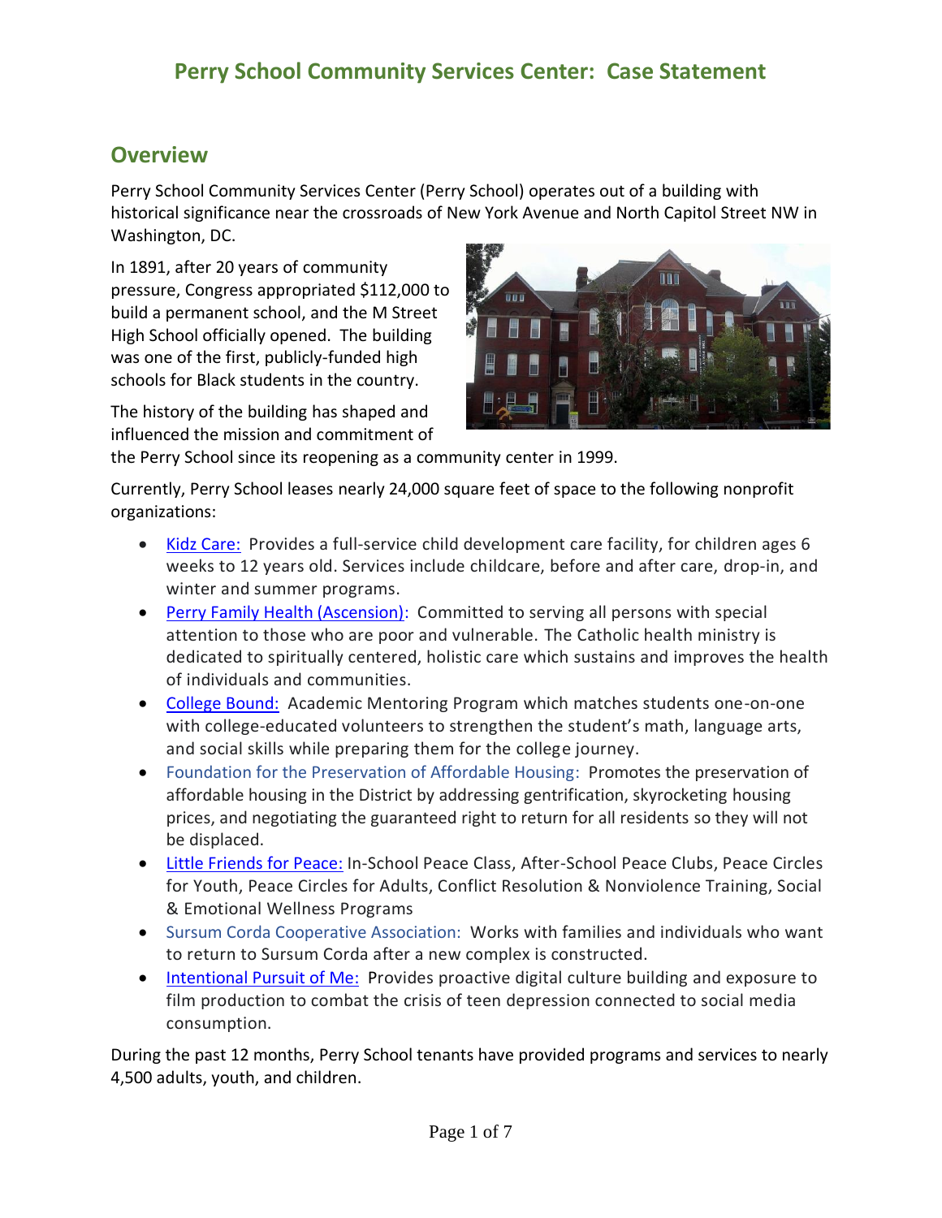# Perry School Community Services Center: Case Statement

## Overview

Perry School Community Services Center (Perry School) operates out of a building with historical significance near the crossroads of New York Avenue and North Capitol Street NW in Washington, DC.

In 1891, after 20 years of community pressure, Congress appropriated $112,000 to build a permanent school, and the M Street High School officially opened. The building was one of the first, publicly-funded high schools for Black students in the country.

The history of the building has shaped and influenced the mission and commitment of the Perry School since its reopening as a community center in 1999.

Currently, Perry School leases nearly 24,000 square feet of space to the following nonprofit organizations:

- Kidz Care: Provides a full-service child development care facility, for children ages 6 weeks to 12 years old. Services include childcare, before and after care, drop-in, and winter and summer programs.
- Perry Family Health (Ascension): Committed to serving all persons with special attention to those who are poor and vulnerable. The Catholic health ministry is dedicated to spiritually centered, holistic care which sustains and improves the health of individuals and communities.
- College Bound: Academic Mentoring Program which matches students one-on-one with college-educated volunteers to strengthen the student's math, language arts, and social skills while preparing them for the college journey.
- Foundation for the Preservation of Affordable Housing: Promotes the preservation of affordable housing in the District by addressing gentrification, skyrocketing housing prices, and negotiating the guaranteed right to return for all residents so they will not be displaced.
- Little Friends for Peace: In-School Peace Class, After-School Peace Clubs, Peace Circles for Youth, Peace Circles for Adults, Conflict Resolution & Nonviolence Training, Social & Emotional Wellness Programs
- Sursum Corda Cooperative Association: Works with families and individuals who want to return to Sursum Corda after a new complex is constructed.
- Intentional Pursuit of Me: Provides proactive digital culture building and exposure to film production to combat the crisis of teen depression connected to social media consumption.

During the past 12 months, Perry School tenants have provided programs and services to nearly 4,500 adults, youth, and children.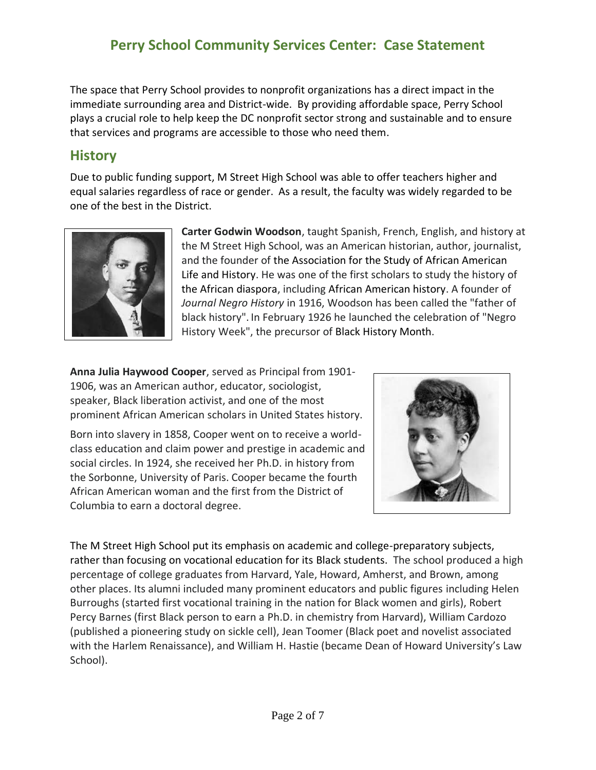The space that Perry School provides to nonprofit organizations has a direct impact in the immediate surrounding area and District-wide. By providing affordable space, Perry School plays a crucial role to help keep the DC nonprofit sector strong and sustainable and to ensure that services and programs are accessible to those who need them.

## History

Due to public funding support, M Street High School was able to offer teachers higher and equal salaries regardless of race or gender. As a result, the faculty was widely regarded to be one of the best in the District.

**Carter Godwin Woodson**, taught Spanish, French, English, and history at the M Street High School, was an American historian, author, journalist, and the founder of the Association for the Study of African American Life and History. He was one of the first scholars to study the history of the African diaspora, including African American history. A founder of *Journal Negro History* in 1916, Woodson has been called the "father of black history". In February 1926 he launched the celebration of "Negro History Week", the precursor of Black History Month.

**Anna Julia Haywood Cooper**, served as Principal from 1901-1906, was an American author, educator, sociologist, speaker, Black liberation activist, and one of the most prominent African American scholars in United States history.

Born into slavery in 1858, Cooper went on to receive a world-class education and claim power and prestige in academic and social circles. In 1924, she received her Ph.D. in history from the Sorbonne, University of Paris. Cooper became the fourth African American woman and the first from the District of Columbia to earn a doctoral degree.

The M Street High School put its emphasis on academic and college-preparatory subjects, rather than focusing on vocational education for its Black students. The school produced a high percentage of college graduates from Harvard, Yale, Howard, Amherst, and Brown, among other places. Its alumni included many prominent educators and public figures including Helen Burroughs (started first vocational training in the nation for Black women and girls), Robert Percy Barnes (first Black person to earn a Ph.D. in chemistry from Harvard), William Cardozo (published a pioneering study on sickle cell), Jean Toomer (Black poet and novelist associated with the Harlem Renaissance), and William H. Hastie (became Dean of Howard University's Law School).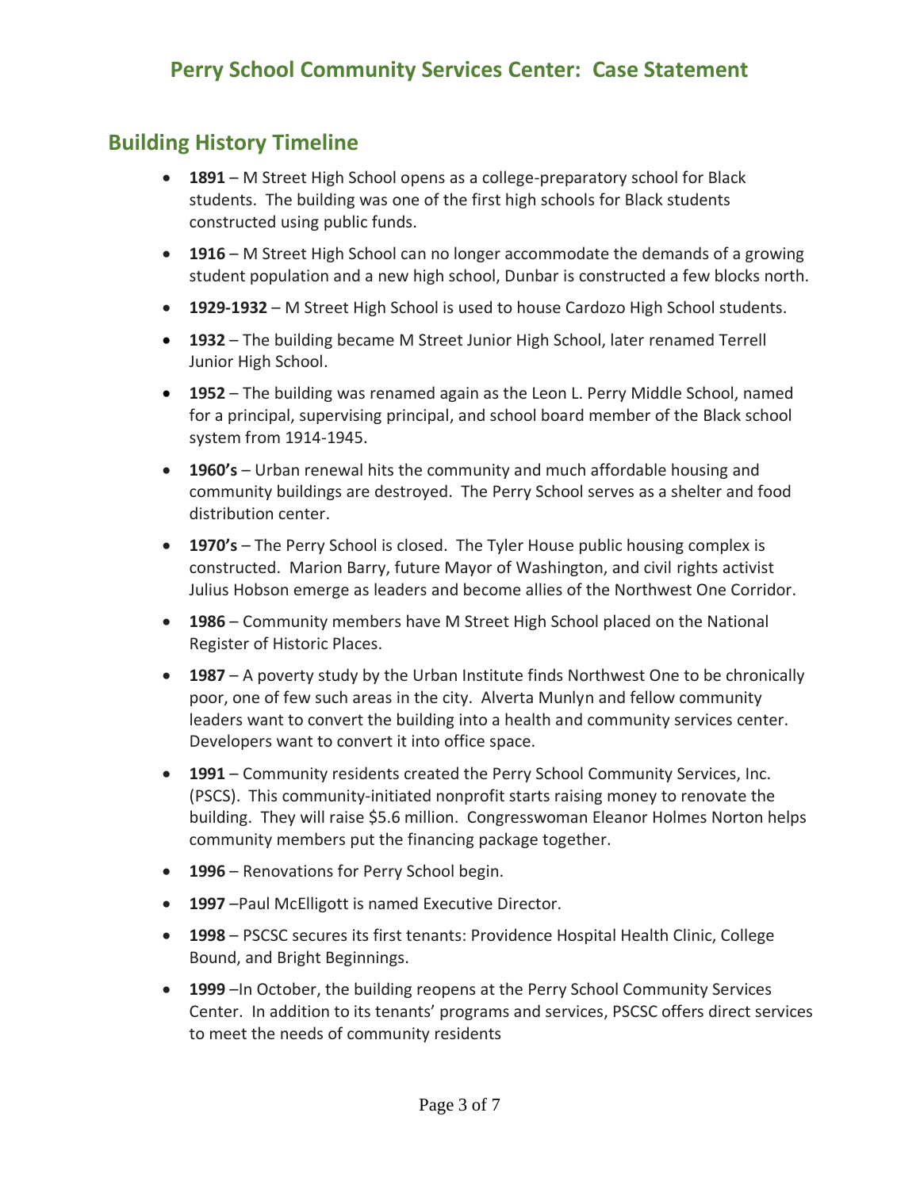# Perry School Community Services Center: Case Statement

## Building History Timeline

- **1891** – M Street High School opens as a college-preparatory school for Black students. The building was one of the first high schools for Black students constructed using public funds.
- **1916** – M Street High School can no longer accommodate the demands of a growing student population and a new high school, Dunbar is constructed a few blocks north.
- **1929-1932** – M Street High School is used to house Cardozo High School students.
- **1932** – The building became M Street Junior High School, later renamed Terrell Junior High School.
- **1952** – The building was renamed again as the Leon L. Perry Middle School, named for a principal, supervising principal, and school board member of the Black school system from 1914-1945.
- **1960's** – Urban renewal hits the community and much affordable housing and community buildings are destroyed. The Perry School serves as a shelter and food distribution center.
- **1970's** – The Perry School is closed. The Tyler House public housing complex is constructed. Marion Barry, future Mayor of Washington, and civil rights activist Julius Hobson emerge as leaders and become allies of the Northwest One Corridor.
- **1986** – Community members have M Street High School placed on the National Register of Historic Places.
- **1987** – A poverty study by the Urban Institute finds Northwest One to be chronically poor, one of few such areas in the city. Alverta Munlyn and fellow community leaders want to convert the building into a health and community services center. Developers want to convert it into office space.
- **1991** – Community residents created the Perry School Community Services, Inc. (PSCS). This community-initiated nonprofit starts raising money to renovate the building. They will raise $5.6 million. Congresswoman Eleanor Holmes Norton helps community members put the financing package together.
- **1996** – Renovations for Perry School begin.
- **1997** –Paul McElligott is named Executive Director.
- **1998** – PSCSC secures its first tenants: Providence Hospital Health Clinic, College Bound, and Bright Beginnings.
- **1999** –In October, the building reopens at the Perry School Community Services Center. In addition to its tenants' programs and services, PSCSC offers direct services to meet the needs of community residents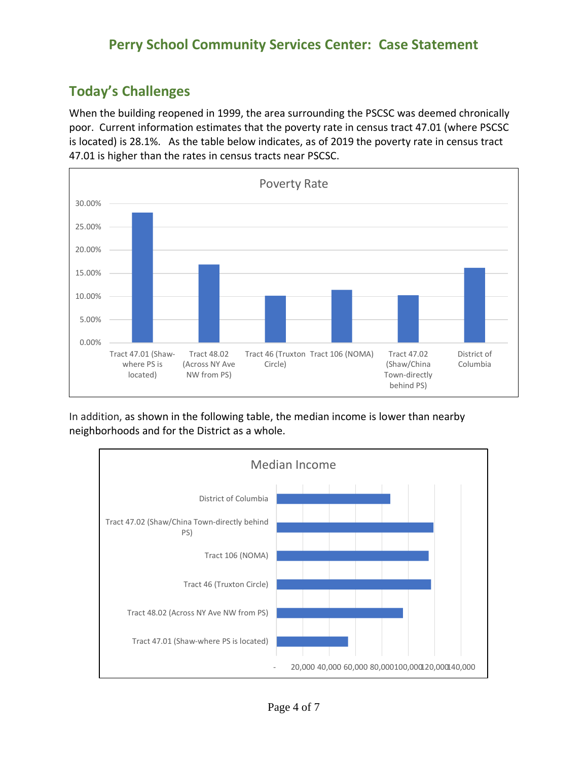## Today's Challenges

When the building reopened in 1999, the area surrounding the PSCSC was deemed chronically poor. Current information estimates that the poverty rate in census tract 47.01 (where PSCSC is located) is 28.1%. As the table below indicates, as of 2019 the poverty rate in census tract 47.01 is higher than the rates in census tracts near PSCSC.

**Poverty Rate**

Y-axis: 0.00%, 5.00%, 10.00%, 15.00%, 20.00%, 25.00%, 30.00%

Categories: Tract 47.01 (Shaw-where PS is located); Tract 48.02 (Across NY Ave NW from PS); Tract 46 (Truxton Circle); Tract 106 (NOMA); Tract 47.02 (Shaw/China Town-directly behind PS); District of Columbia

In addition, as shown in the following table, the median income is lower than nearby neighborhoods and for the District as a whole.

**Median Income**

Categories: District of Columbia; Tract 47.02 (Shaw/China Town-directly behind PS); Tract 106 (NOMA); Tract 46 (Truxton Circle); Tract 48.02 (Across NY Ave NW from PS); Tract 47.01 (Shaw-where PS is located)

X-axis: -, 20,000, 40,000, 60,000, 80,000, 100,000, 120,000, 140,000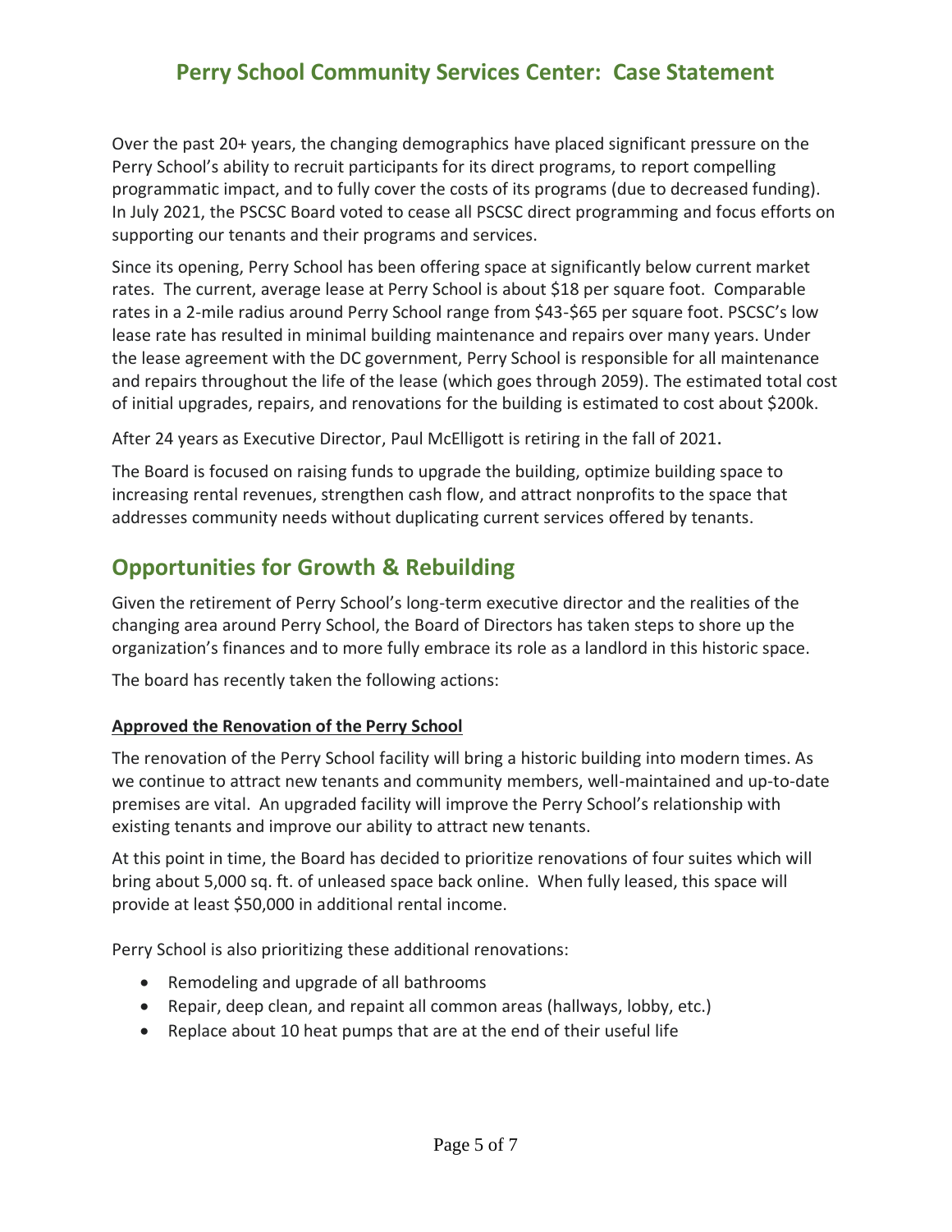# Perry School Community Services Center: Case Statement

Over the past 20+ years, the changing demographics have placed significant pressure on the Perry School's ability to recruit participants for its direct programs, to report compelling programmatic impact, and to fully cover the costs of its programs (due to decreased funding). In July 2021, the PSCSC Board voted to cease all PSCSC direct programming and focus efforts on supporting our tenants and their programs and services.

Since its opening, Perry School has been offering space at significantly below current market rates. The current, average lease at Perry School is about $18 per square foot. Comparable rates in a 2-mile radius around Perry School range from $43-$65 per square foot. PSCSC's low lease rate has resulted in minimal building maintenance and repairs over many years. Under the lease agreement with the DC government, Perry School is responsible for all maintenance and repairs throughout the life of the lease (which goes through 2059). The estimated total cost of initial upgrades, repairs, and renovations for the building is estimated to cost about $200k.

After 24 years as Executive Director, Paul McElligott is retiring in the fall of 2021.

The Board is focused on raising funds to upgrade the building, optimize building space to increasing rental revenues, strengthen cash flow, and attract nonprofits to the space that addresses community needs without duplicating current services offered by tenants.

## Opportunities for Growth & Rebuilding

Given the retirement of Perry School's long-term executive director and the realities of the changing area around Perry School, the Board of Directors has taken steps to shore up the organization's finances and to more fully embrace its role as a landlord in this historic space.

The board has recently taken the following actions:

**Approved the Renovation of the Perry School**

The renovation of the Perry School facility will bring a historic building into modern times. As we continue to attract new tenants and community members, well-maintained and up-to-date premises are vital. An upgraded facility will improve the Perry School's relationship with existing tenants and improve our ability to attract new tenants.

At this point in time, the Board has decided to prioritize renovations of four suites which will bring about 5,000 sq. ft. of unleased space back online. When fully leased, this space will provide at least $50,000 in additional rental income.

Perry School is also prioritizing these additional renovations:

- Remodeling and upgrade of all bathrooms
- Repair, deep clean, and repaint all common areas (hallways, lobby, etc.)
- Replace about 10 heat pumps that are at the end of their useful life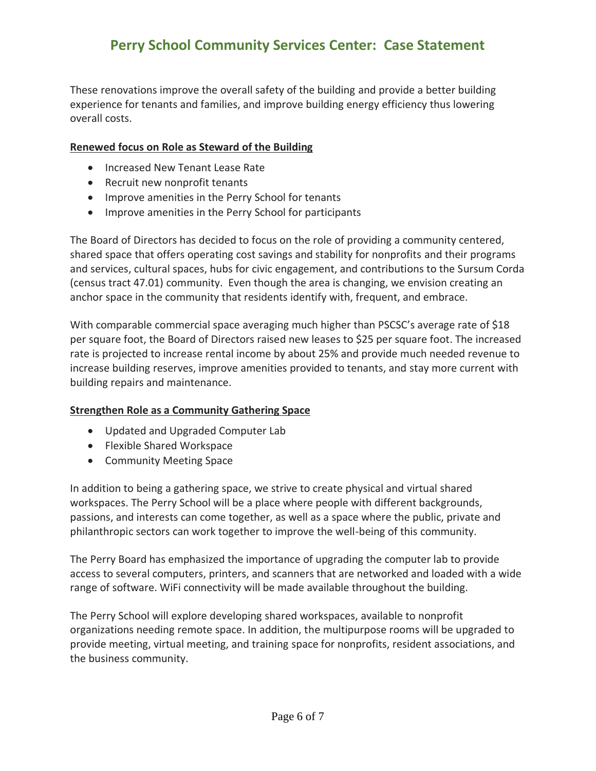These renovations improve the overall safety of the building and provide a better building experience for tenants and families, and improve building energy efficiency thus lowering overall costs.

**Renewed focus on Role as Steward of the Building**

- Increased New Tenant Lease Rate
- Recruit new nonprofit tenants
- Improve amenities in the Perry School for tenants
- Improve amenities in the Perry School for participants

The Board of Directors has decided to focus on the role of providing a community centered, shared space that offers operating cost savings and stability for nonprofits and their programs and services, cultural spaces, hubs for civic engagement, and contributions to the Sursum Corda (census tract 47.01) community. Even though the area is changing, we envision creating an anchor space in the community that residents identify with, frequent, and embrace.

With comparable commercial space averaging much higher than PSCSC's average rate of $18 per square foot, the Board of Directors raised new leases to $25 per square foot. The increased rate is projected to increase rental income by about 25% and provide much needed revenue to increase building reserves, improve amenities provided to tenants, and stay more current with building repairs and maintenance.

**Strengthen Role as a Community Gathering Space**

- Updated and Upgraded Computer Lab
- Flexible Shared Workspace
- Community Meeting Space

In addition to being a gathering space, we strive to create physical and virtual shared workspaces. The Perry School will be a place where people with different backgrounds, passions, and interests can come together, as well as a space where the public, private and philanthropic sectors can work together to improve the well-being of this community.

The Perry Board has emphasized the importance of upgrading the computer lab to provide access to several computers, printers, and scanners that are networked and loaded with a wide range of software. WiFi connectivity will be made available throughout the building.

The Perry School will explore developing shared workspaces, available to nonprofit organizations needing remote space. In addition, the multipurpose rooms will be upgraded to provide meeting, virtual meeting, and training space for nonprofits, resident associations, and the business community.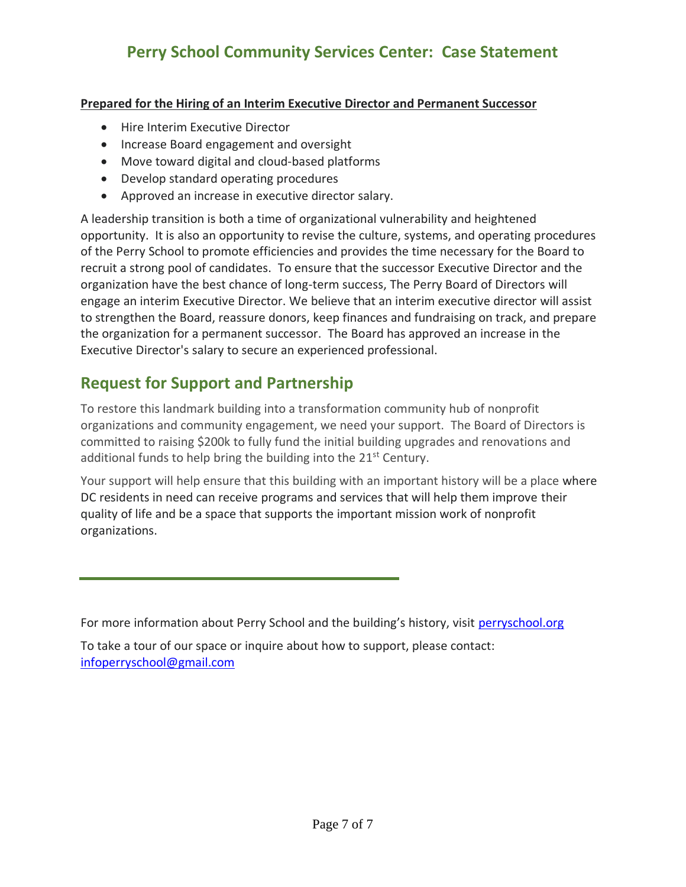# Perry School Community Services Center: Case Statement

**Prepared for the Hiring of an Interim Executive Director and Permanent Successor**

- Hire Interim Executive Director
- Increase Board engagement and oversight
- Move toward digital and cloud-based platforms
- Develop standard operating procedures
- Approved an increase in executive director salary.

A leadership transition is both a time of organizational vulnerability and heightened opportunity. It is also an opportunity to revise the culture, systems, and operating procedures of the Perry School to promote efficiencies and provides the time necessary for the Board to recruit a strong pool of candidates. To ensure that the successor Executive Director and the organization have the best chance of long-term success, The Perry Board of Directors will engage an interim Executive Director. We believe that an interim executive director will assist to strengthen the Board, reassure donors, keep finances and fundraising on track, and prepare the organization for a permanent successor. The Board has approved an increase in the Executive Director's salary to secure an experienced professional.

## Request for Support and Partnership

To restore this landmark building into a transformation community hub of nonprofit organizations and community engagement, we need your support. The Board of Directors is committed to raising $200k to fully fund the initial building upgrades and renovations and additional funds to help bring the building into the 21st Century.

Your support will help ensure that this building with an important history will be a place where DC residents in need can receive programs and services that will help them improve their quality of life and be a space that supports the important mission work of nonprofit organizations.

---

For more information about Perry School and the building's history, visit [perryschool.org](perryschool.org)

To take a tour of our space or inquire about how to support, please contact: [infoperryschool@gmail.com](mailto:infoperryschool@gmail.com)